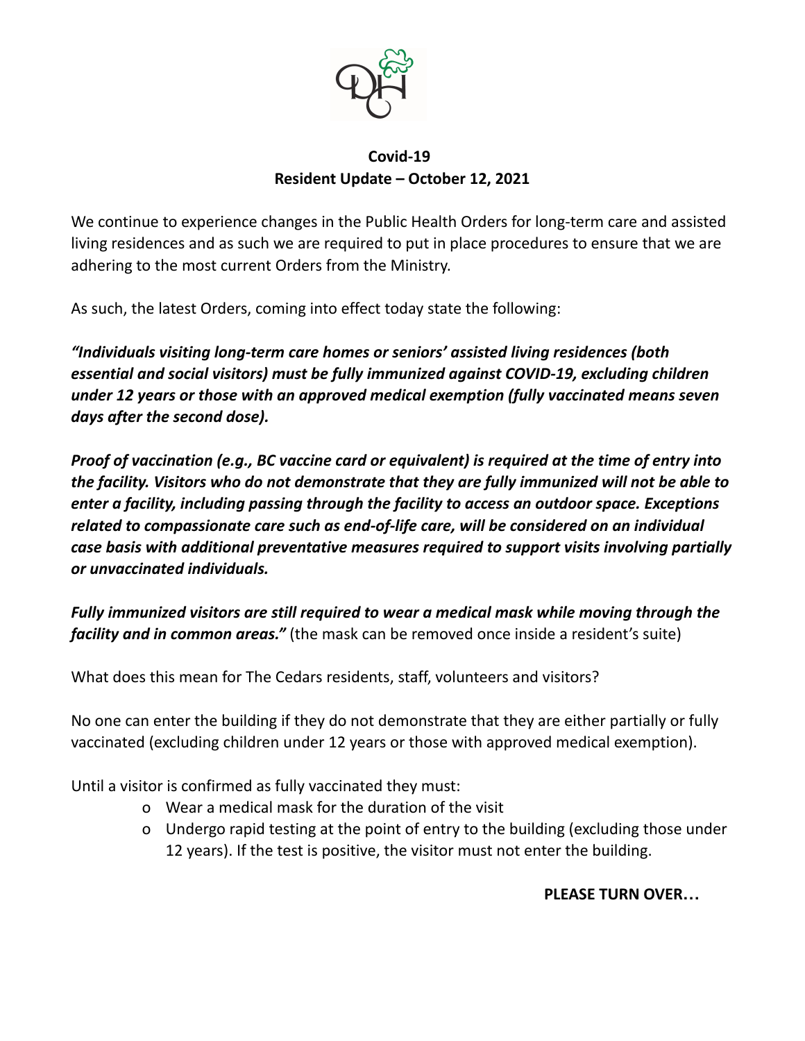**Covid-19**
**Resident Update – October 12, 2021**

We continue to experience changes in the Public Health Orders for long-term care and assisted living residences and as such we are required to put in place procedures to ensure that we are adhering to the most current Orders from the Ministry.

As such, the latest Orders, coming into effect today state the following:

***"Individuals visiting long-term care homes or seniors' assisted living residences (both essential and social visitors) must be fully immunized against COVID-19, excluding children under 12 years or those with an approved medical exemption (fully vaccinated means seven days after the second dose).***

***Proof of vaccination (e.g., BC vaccine card or equivalent) is required at the time of entry into the facility. Visitors who do not demonstrate that they are fully immunized will not be able to enter a facility, including passing through the facility to access an outdoor space. Exceptions related to compassionate care such as end-of-life care, will be considered on an individual case basis with additional preventative measures required to support visits involving partially or unvaccinated individuals.***

***Fully immunized visitors are still required to wear a medical mask while moving through the facility and in common areas."*** (the mask can be removed once inside a resident's suite)

What does this mean for The Cedars residents, staff, volunteers and visitors?

No one can enter the building if they do not demonstrate that they are either partially or fully vaccinated (excluding children under 12 years or those with approved medical exemption).

Until a visitor is confirmed as fully vaccinated they must:

- Wear a medical mask for the duration of the visit
- Undergo rapid testing at the point of entry to the building (excluding those under 12 years). If the test is positive, the visitor must not enter the building.

**PLEASE TURN OVER…**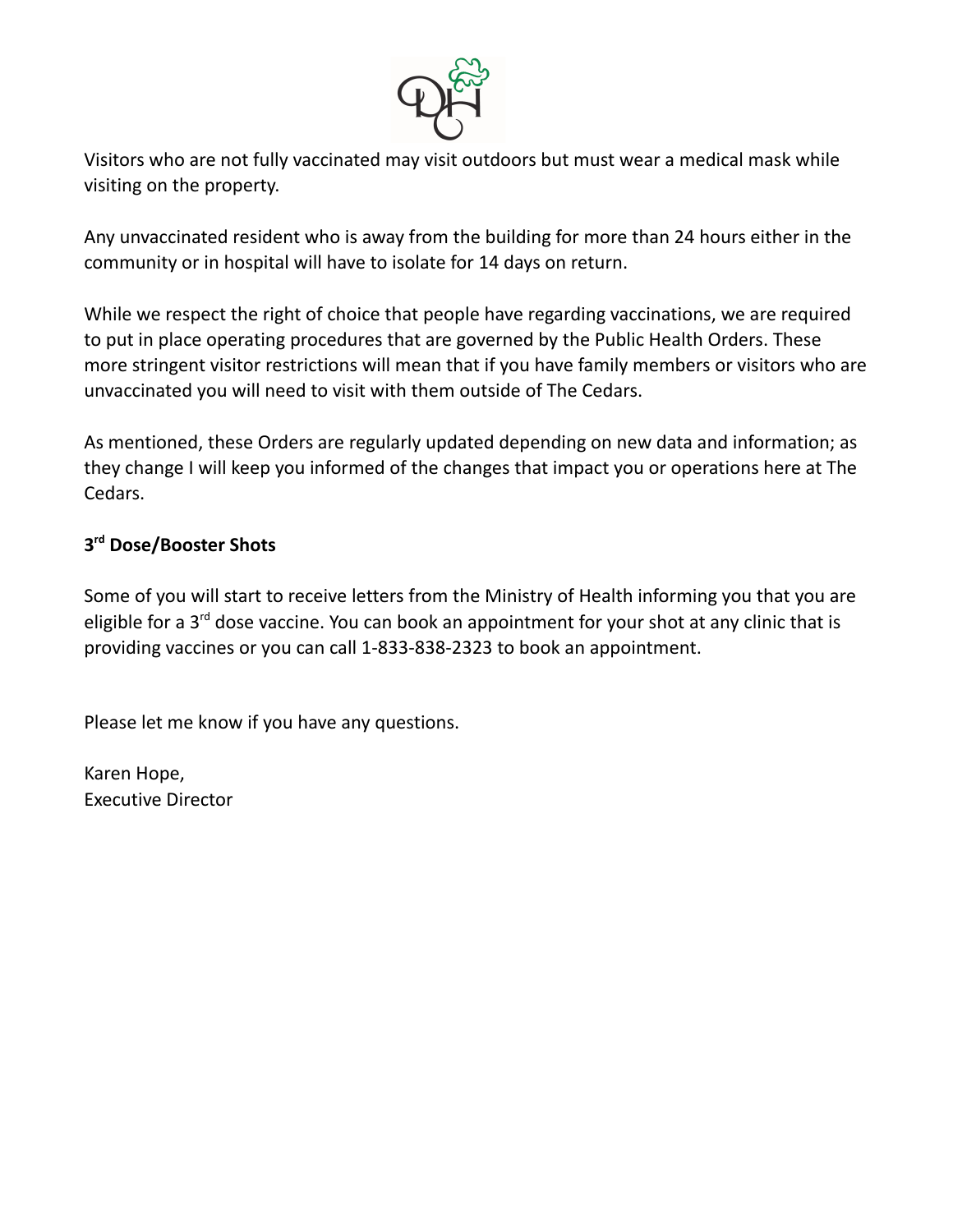Visitors who are not fully vaccinated may visit outdoors but must wear a medical mask while visiting on the property.

Any unvaccinated resident who is away from the building for more than 24 hours either in the community or in hospital will have to isolate for 14 days on return.

While we respect the right of choice that people have regarding vaccinations, we are required to put in place operating procedures that are governed by the Public Health Orders. These more stringent visitor restrictions will mean that if you have family members or visitors who are unvaccinated you will need to visit with them outside of The Cedars.

As mentioned, these Orders are regularly updated depending on new data and information; as they change I will keep you informed of the changes that impact you or operations here at The Cedars.

**3rd Dose/Booster Shots**

Some of you will start to receive letters from the Ministry of Health informing you that you are eligible for a 3rd dose vaccine. You can book an appointment for your shot at any clinic that is providing vaccines or you can call 1-833-838-2323 to book an appointment.

Please let me know if you have any questions.

Karen Hope,
Executive Director